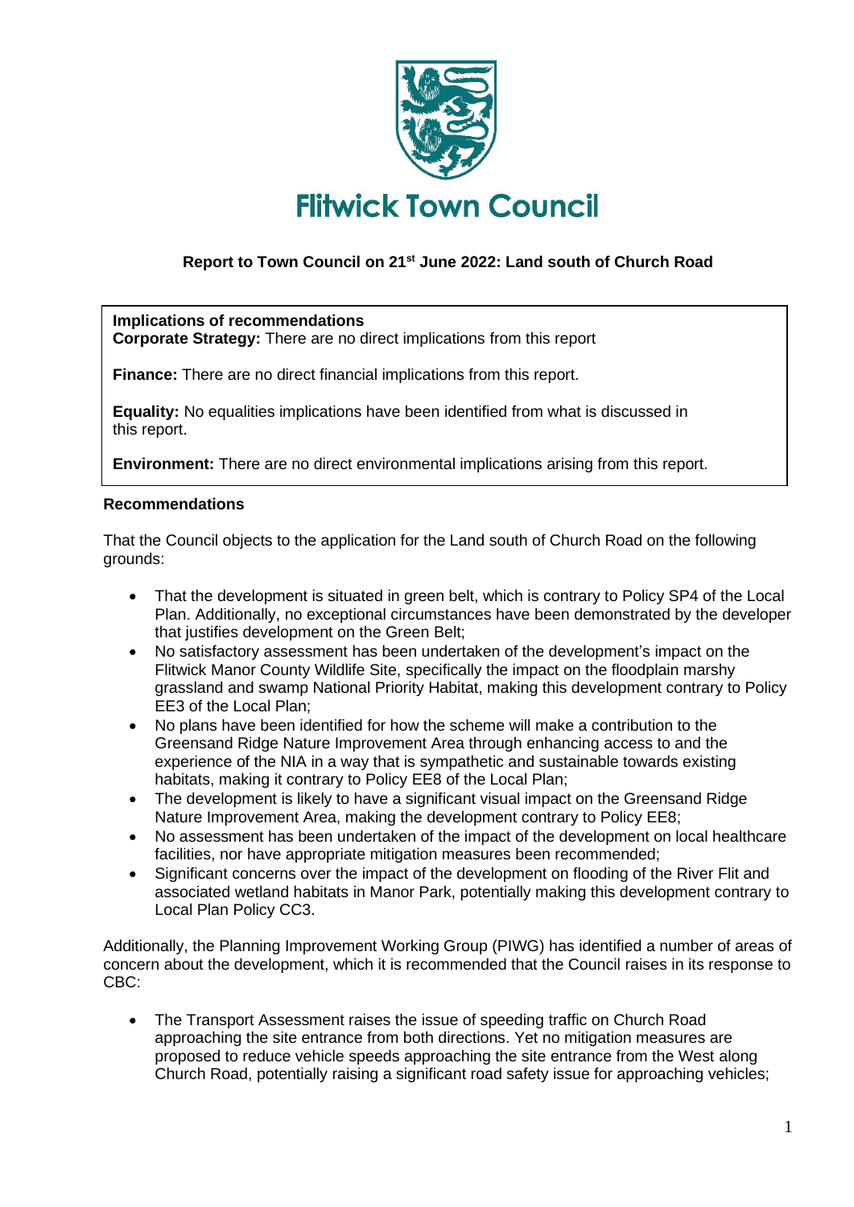# Flitwick Town Council

**Report to Town Council on 21st June 2022: Land south of Church Road**

**Implications of recommendations**
**Corporate Strategy:** There are no direct implications from this report

**Finance:** There are no direct financial implications from this report.

**Equality:** No equalities implications have been identified from what is discussed in this report.

**Environment:** There are no direct environmental implications arising from this report.

**Recommendations**

That the Council objects to the application for the Land south of Church Road on the following grounds:

- That the development is situated in green belt, which is contrary to Policy SP4 of the Local Plan. Additionally, no exceptional circumstances have been demonstrated by the developer that justifies development on the Green Belt;
- No satisfactory assessment has been undertaken of the development's impact on the Flitwick Manor County Wildlife Site, specifically the impact on the floodplain marshy grassland and swamp National Priority Habitat, making this development contrary to Policy EE3 of the Local Plan;
- No plans have been identified for how the scheme will make a contribution to the Greensand Ridge Nature Improvement Area through enhancing access to and the experience of the NIA in a way that is sympathetic and sustainable towards existing habitats, making it contrary to Policy EE8 of the Local Plan;
- The development is likely to have a significant visual impact on the Greensand Ridge Nature Improvement Area, making the development contrary to Policy EE8;
- No assessment has been undertaken of the impact of the development on local healthcare facilities, nor have appropriate mitigation measures been recommended;
- Significant concerns over the impact of the development on flooding of the River Flit and associated wetland habitats in Manor Park, potentially making this development contrary to Local Plan Policy CC3.

Additionally, the Planning Improvement Working Group (PIWG) has identified a number of areas of concern about the development, which it is recommended that the Council raises in its response to CBC:

- The Transport Assessment raises the issue of speeding traffic on Church Road approaching the site entrance from both directions. Yet no mitigation measures are proposed to reduce vehicle speeds approaching the site entrance from the West along Church Road, potentially raising a significant road safety issue for approaching vehicles;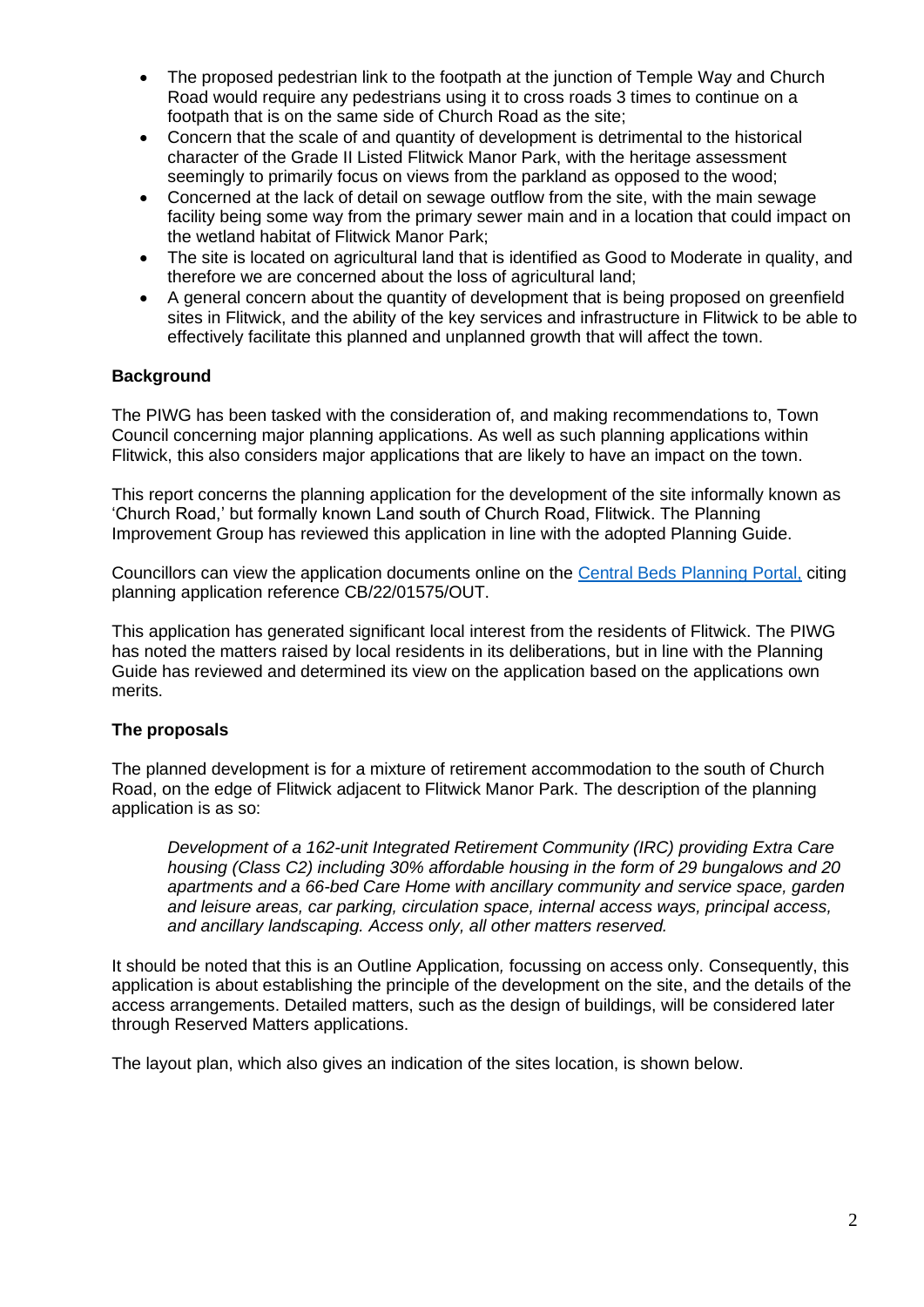- The proposed pedestrian link to the footpath at the junction of Temple Way and Church Road would require any pedestrians using it to cross roads 3 times to continue on a footpath that is on the same side of Church Road as the site;
- Concern that the scale of and quantity of development is detrimental to the historical character of the Grade II Listed Flitwick Manor Park, with the heritage assessment seemingly to primarily focus on views from the parkland as opposed to the wood;
- Concerned at the lack of detail on sewage outflow from the site, with the main sewage facility being some way from the primary sewer main and in a location that could impact on the wetland habitat of Flitwick Manor Park;
- The site is located on agricultural land that is identified as Good to Moderate in quality, and therefore we are concerned about the loss of agricultural land;
- A general concern about the quantity of development that is being proposed on greenfield sites in Flitwick, and the ability of the key services and infrastructure in Flitwick to be able to effectively facilitate this planned and unplanned growth that will affect the town.

**Background**

The PIWG has been tasked with the consideration of, and making recommendations to, Town Council concerning major planning applications. As well as such planning applications within Flitwick, this also considers major applications that are likely to have an impact on the town.

This report concerns the planning application for the development of the site informally known as 'Church Road,' but formally known Land south of Church Road, Flitwick. The Planning Improvement Group has reviewed this application in line with the adopted Planning Guide.

Councillors can view the application documents online on the Central Beds Planning Portal, citing planning application reference CB/22/01575/OUT.

This application has generated significant local interest from the residents of Flitwick. The PIWG has noted the matters raised by local residents in its deliberations, but in line with the Planning Guide has reviewed and determined its view on the application based on the applications own merits.

**The proposals**

The planned development is for a mixture of retirement accommodation to the south of Church Road, on the edge of Flitwick adjacent to Flitwick Manor Park. The description of the planning application is as so:

> *Development of a 162-unit Integrated Retirement Community (IRC) providing Extra Care housing (Class C2) including 30% affordable housing in the form of 29 bungalows and 20 apartments and a 66-bed Care Home with ancillary community and service space, garden and leisure areas, car parking, circulation space, internal access ways, principal access, and ancillary landscaping. Access only, all other matters reserved.*

It should be noted that this is an Outline Application*,* focussing on access only. Consequently, this application is about establishing the principle of the development on the site, and the details of the access arrangements. Detailed matters, such as the design of buildings, will be considered later through Reserved Matters applications.

The layout plan, which also gives an indication of the sites location, is shown below.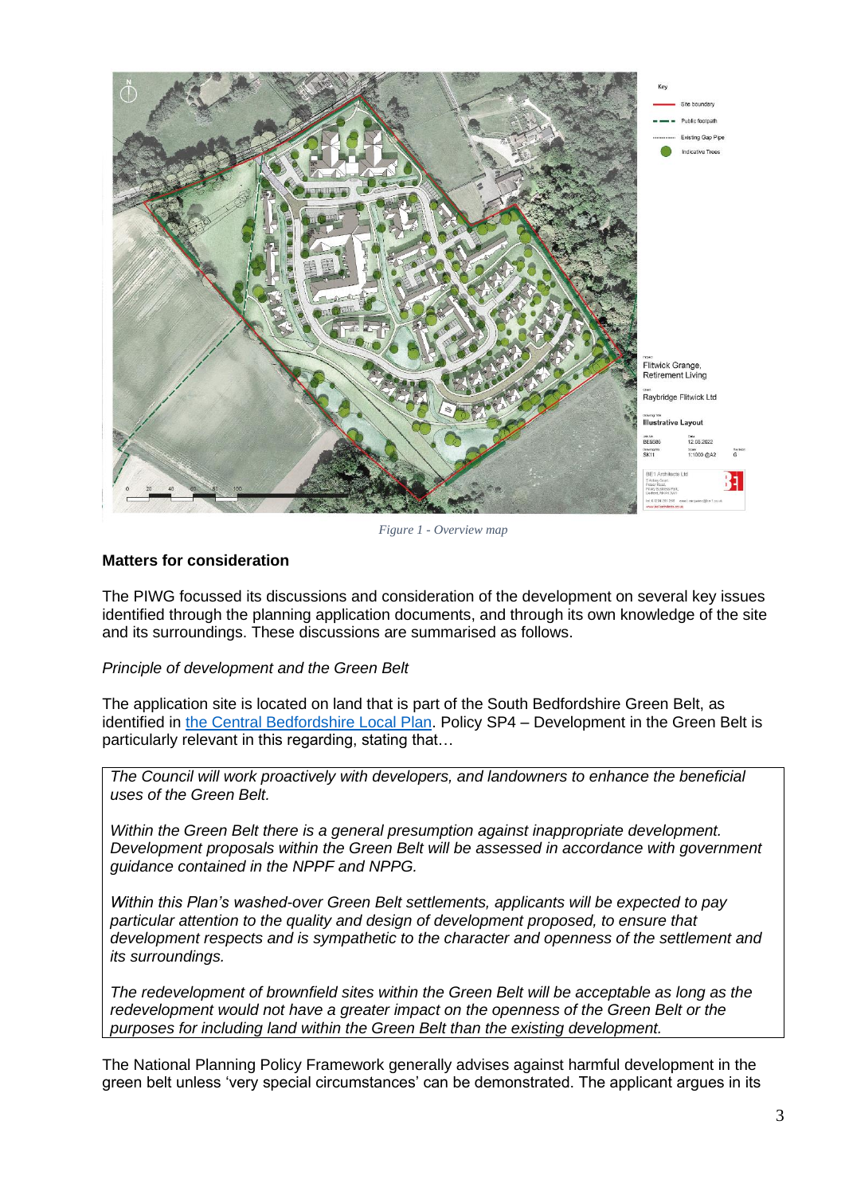*Figure 1 - Overview map*

**Matters for consideration**

The PIWG focussed its discussions and consideration of the development on several key issues identified through the planning application documents, and through its own knowledge of the site and its surroundings. These discussions are summarised as follows.

*Principle of development and the Green Belt*

The application site is located on land that is part of the South Bedfordshire Green Belt, as identified in the Central Bedfordshire Local Plan. Policy SP4 – Development in the Green Belt is particularly relevant in this regarding, stating that…

> *The Council will work proactively with developers, and landowners to enhance the beneficial uses of the Green Belt.*
>
> *Within the Green Belt there is a general presumption against inappropriate development. Development proposals within the Green Belt will be assessed in accordance with government guidance contained in the NPPF and NPPG.*
>
> *Within this Plan's washed-over Green Belt settlements, applicants will be expected to pay particular attention to the quality and design of development proposed, to ensure that development respects and is sympathetic to the character and openness of the settlement and its surroundings.*
>
> *The redevelopment of brownfield sites within the Green Belt will be acceptable as long as the redevelopment would not have a greater impact on the openness of the Green Belt or the purposes for including land within the Green Belt than the existing development.*

The National Planning Policy Framework generally advises against harmful development in the green belt unless 'very special circumstances' can be demonstrated. The applicant argues in its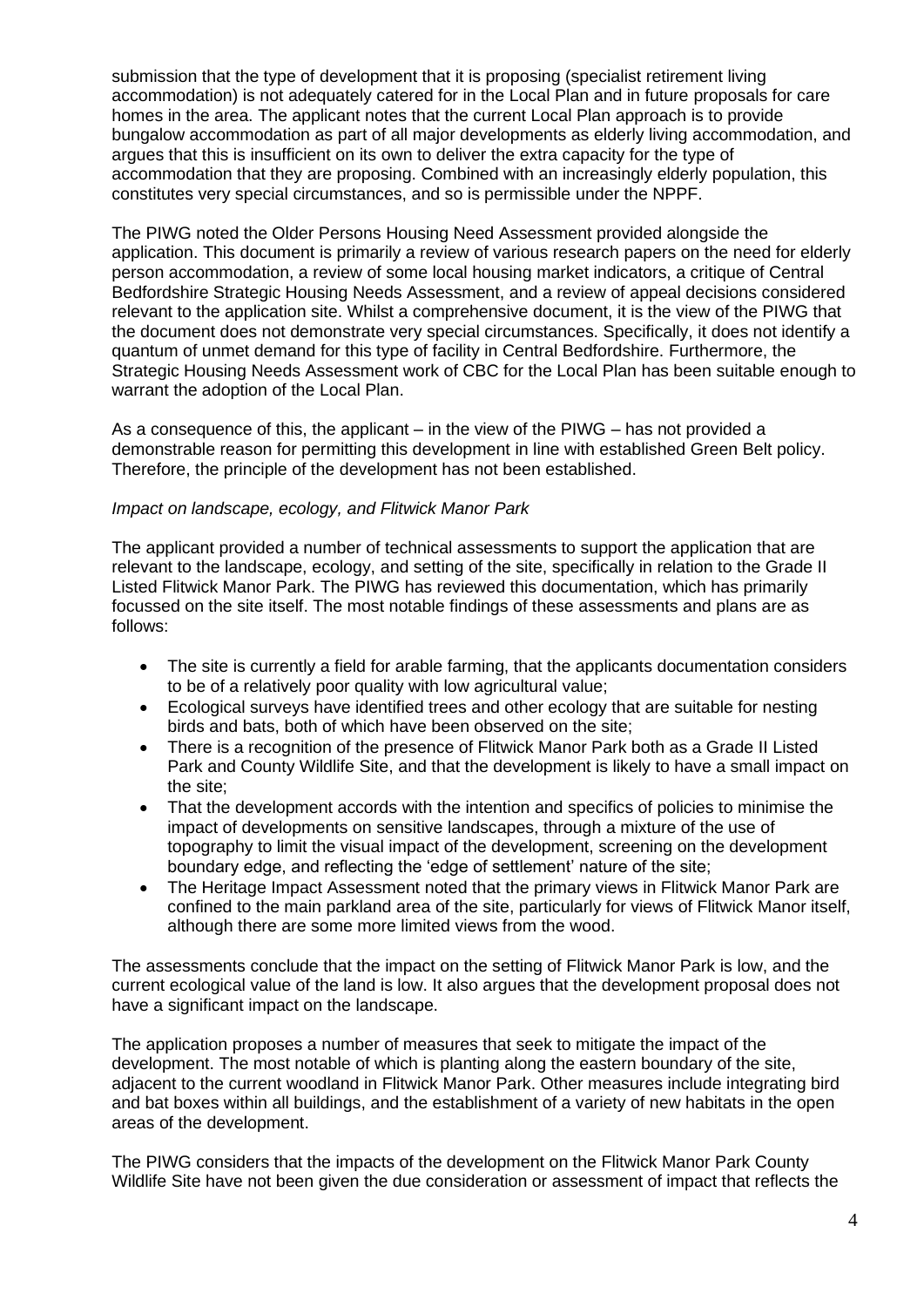submission that the type of development that it is proposing (specialist retirement living accommodation) is not adequately catered for in the Local Plan and in future proposals for care homes in the area. The applicant notes that the current Local Plan approach is to provide bungalow accommodation as part of all major developments as elderly living accommodation, and argues that this is insufficient on its own to deliver the extra capacity for the type of accommodation that they are proposing. Combined with an increasingly elderly population, this constitutes very special circumstances, and so is permissible under the NPPF.

The PIWG noted the Older Persons Housing Need Assessment provided alongside the application. This document is primarily a review of various research papers on the need for elderly person accommodation, a review of some local housing market indicators, a critique of Central Bedfordshire Strategic Housing Needs Assessment, and a review of appeal decisions considered relevant to the application site. Whilst a comprehensive document, it is the view of the PIWG that the document does not demonstrate very special circumstances. Specifically, it does not identify a quantum of unmet demand for this type of facility in Central Bedfordshire. Furthermore, the Strategic Housing Needs Assessment work of CBC for the Local Plan has been suitable enough to warrant the adoption of the Local Plan.

As a consequence of this, the applicant – in the view of the PIWG – has not provided a demonstrable reason for permitting this development in line with established Green Belt policy. Therefore, the principle of the development has not been established.

*Impact on landscape, ecology, and Flitwick Manor Park*

The applicant provided a number of technical assessments to support the application that are relevant to the landscape, ecology, and setting of the site, specifically in relation to the Grade II Listed Flitwick Manor Park. The PIWG has reviewed this documentation, which has primarily focussed on the site itself. The most notable findings of these assessments and plans are as follows:

- The site is currently a field for arable farming, that the applicants documentation considers to be of a relatively poor quality with low agricultural value;
- Ecological surveys have identified trees and other ecology that are suitable for nesting birds and bats, both of which have been observed on the site;
- There is a recognition of the presence of Flitwick Manor Park both as a Grade II Listed Park and County Wildlife Site, and that the development is likely to have a small impact on the site;
- That the development accords with the intention and specifics of policies to minimise the impact of developments on sensitive landscapes, through a mixture of the use of topography to limit the visual impact of the development, screening on the development boundary edge, and reflecting the 'edge of settlement' nature of the site;
- The Heritage Impact Assessment noted that the primary views in Flitwick Manor Park are confined to the main parkland area of the site, particularly for views of Flitwick Manor itself, although there are some more limited views from the wood.

The assessments conclude that the impact on the setting of Flitwick Manor Park is low, and the current ecological value of the land is low. It also argues that the development proposal does not have a significant impact on the landscape.

The application proposes a number of measures that seek to mitigate the impact of the development. The most notable of which is planting along the eastern boundary of the site, adjacent to the current woodland in Flitwick Manor Park. Other measures include integrating bird and bat boxes within all buildings, and the establishment of a variety of new habitats in the open areas of the development.

The PIWG considers that the impacts of the development on the Flitwick Manor Park County Wildlife Site have not been given the due consideration or assessment of impact that reflects the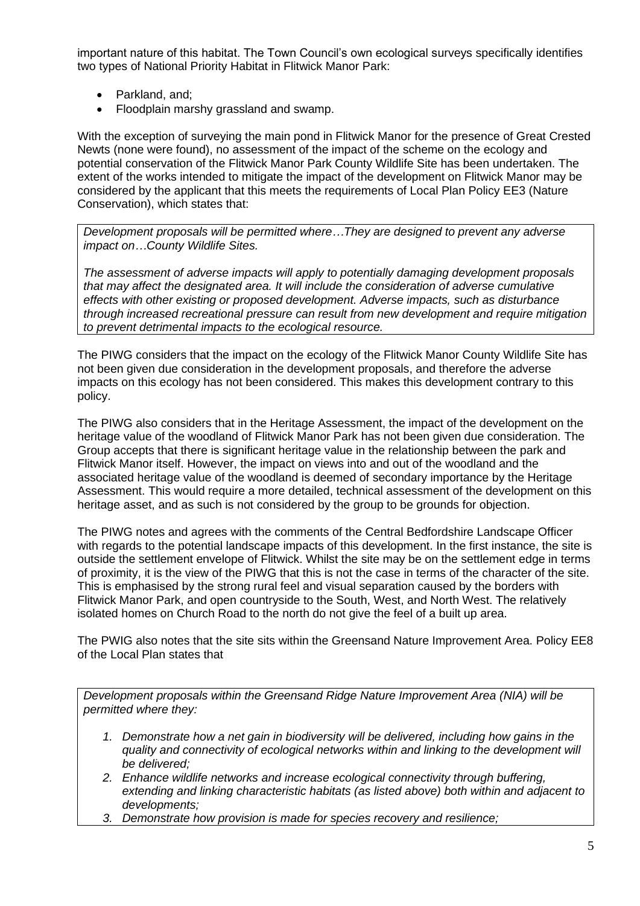important nature of this habitat. The Town Council's own ecological surveys specifically identifies two types of National Priority Habitat in Flitwick Manor Park:

- Parkland, and;
- Floodplain marshy grassland and swamp.

With the exception of surveying the main pond in Flitwick Manor for the presence of Great Crested Newts (none were found), no assessment of the impact of the scheme on the ecology and potential conservation of the Flitwick Manor Park County Wildlife Site has been undertaken. The extent of the works intended to mitigate the impact of the development on Flitwick Manor may be considered by the applicant that this meets the requirements of Local Plan Policy EE3 (Nature Conservation), which states that:

> *Development proposals will be permitted where…They are designed to prevent any adverse impact on…County Wildlife Sites.*
>
> *The assessment of adverse impacts will apply to potentially damaging development proposals that may affect the designated area. It will include the consideration of adverse cumulative effects with other existing or proposed development. Adverse impacts, such as disturbance through increased recreational pressure can result from new development and require mitigation to prevent detrimental impacts to the ecological resource.*

The PIWG considers that the impact on the ecology of the Flitwick Manor County Wildlife Site has not been given due consideration in the development proposals, and therefore the adverse impacts on this ecology has not been considered. This makes this development contrary to this policy.

The PIWG also considers that in the Heritage Assessment, the impact of the development on the heritage value of the woodland of Flitwick Manor Park has not been given due consideration. The Group accepts that there is significant heritage value in the relationship between the park and Flitwick Manor itself. However, the impact on views into and out of the woodland and the associated heritage value of the woodland is deemed of secondary importance by the Heritage Assessment. This would require a more detailed, technical assessment of the development on this heritage asset, and as such is not considered by the group to be grounds for objection.

The PIWG notes and agrees with the comments of the Central Bedfordshire Landscape Officer with regards to the potential landscape impacts of this development. In the first instance, the site is outside the settlement envelope of Flitwick. Whilst the site may be on the settlement edge in terms of proximity, it is the view of the PIWG that this is not the case in terms of the character of the site. This is emphasised by the strong rural feel and visual separation caused by the borders with Flitwick Manor Park, and open countryside to the South, West, and North West. The relatively isolated homes on Church Road to the north do not give the feel of a built up area.

The PWIG also notes that the site sits within the Greensand Nature Improvement Area. Policy EE8 of the Local Plan states that

> *Development proposals within the Greensand Ridge Nature Improvement Area (NIA) will be permitted where they:*
>
> 1. *Demonstrate how a net gain in biodiversity will be delivered, including how gains in the quality and connectivity of ecological networks within and linking to the development will be delivered;*
> 2. *Enhance wildlife networks and increase ecological connectivity through buffering, extending and linking characteristic habitats (as listed above) both within and adjacent to developments;*
> 3. *Demonstrate how provision is made for species recovery and resilience;*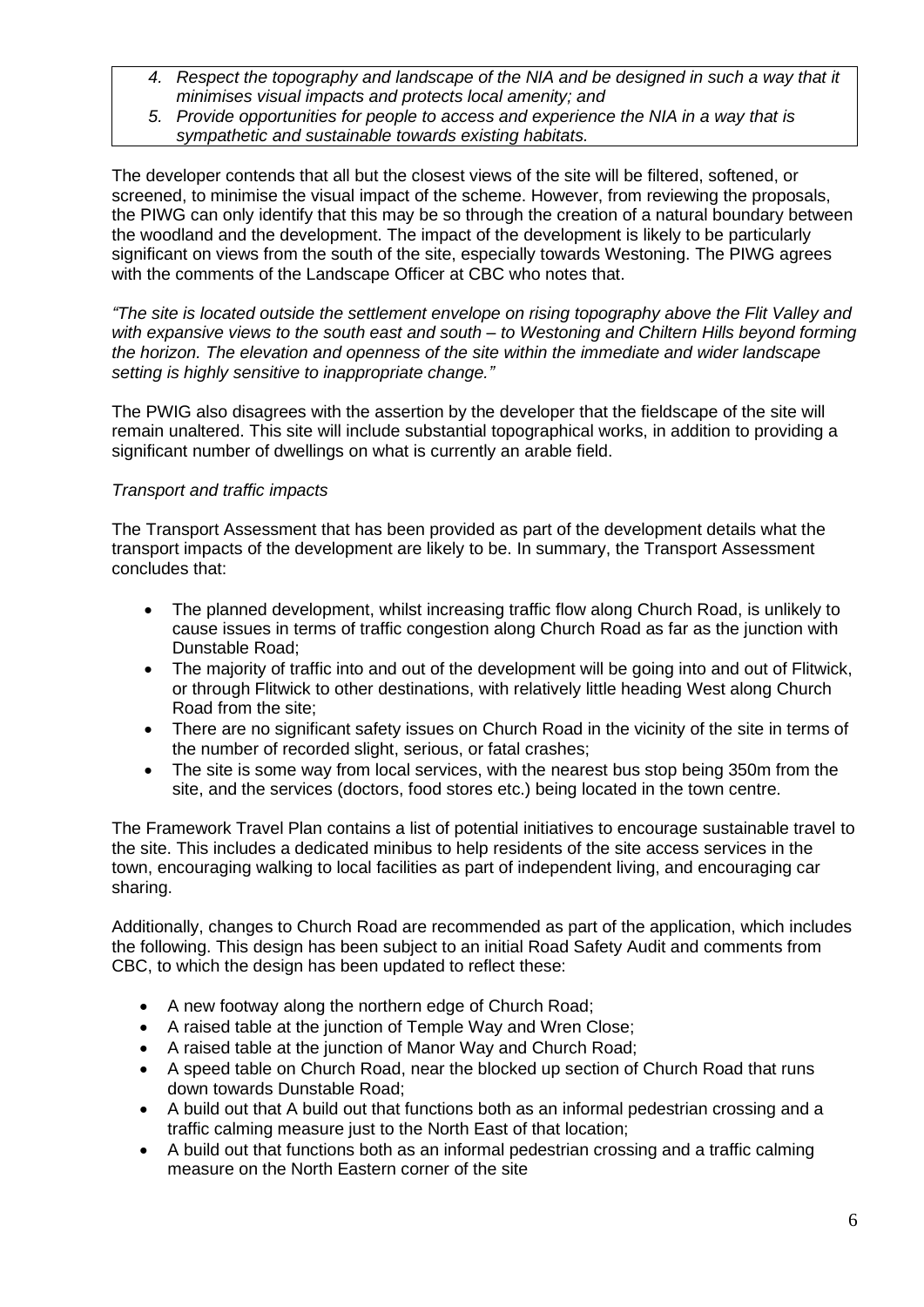4. *Respect the topography and landscape of the NIA and be designed in such a way that it minimises visual impacts and protects local amenity; and*
5. *Provide opportunities for people to access and experience the NIA in a way that is sympathetic and sustainable towards existing habitats.*

The developer contends that all but the closest views of the site will be filtered, softened, or screened, to minimise the visual impact of the scheme. However, from reviewing the proposals, the PIWG can only identify that this may be so through the creation of a natural boundary between the woodland and the development. The impact of the development is likely to be particularly significant on views from the south of the site, especially towards Westoning. The PIWG agrees with the comments of the Landscape Officer at CBC who notes that.

*"The site is located outside the settlement envelope on rising topography above the Flit Valley and with expansive views to the south east and south – to Westoning and Chiltern Hills beyond forming the horizon. The elevation and openness of the site within the immediate and wider landscape setting is highly sensitive to inappropriate change."*

The PWIG also disagrees with the assertion by the developer that the fieldscape of the site will remain unaltered. This site will include substantial topographical works, in addition to providing a significant number of dwellings on what is currently an arable field.

*Transport and traffic impacts*

The Transport Assessment that has been provided as part of the development details what the transport impacts of the development are likely to be. In summary, the Transport Assessment concludes that:

- The planned development, whilst increasing traffic flow along Church Road, is unlikely to cause issues in terms of traffic congestion along Church Road as far as the junction with Dunstable Road;
- The majority of traffic into and out of the development will be going into and out of Flitwick, or through Flitwick to other destinations, with relatively little heading West along Church Road from the site;
- There are no significant safety issues on Church Road in the vicinity of the site in terms of the number of recorded slight, serious, or fatal crashes;
- The site is some way from local services, with the nearest bus stop being 350m from the site, and the services (doctors, food stores etc.) being located in the town centre.

The Framework Travel Plan contains a list of potential initiatives to encourage sustainable travel to the site. This includes a dedicated minibus to help residents of the site access services in the town, encouraging walking to local facilities as part of independent living, and encouraging car sharing.

Additionally, changes to Church Road are recommended as part of the application, which includes the following. This design has been subject to an initial Road Safety Audit and comments from CBC, to which the design has been updated to reflect these:

- A new footway along the northern edge of Church Road;
- A raised table at the junction of Temple Way and Wren Close;
- A raised table at the junction of Manor Way and Church Road;
- A speed table on Church Road, near the blocked up section of Church Road that runs down towards Dunstable Road;
- A build out that A build out that functions both as an informal pedestrian crossing and a traffic calming measure just to the North East of that location;
- A build out that functions both as an informal pedestrian crossing and a traffic calming measure on the North Eastern corner of the site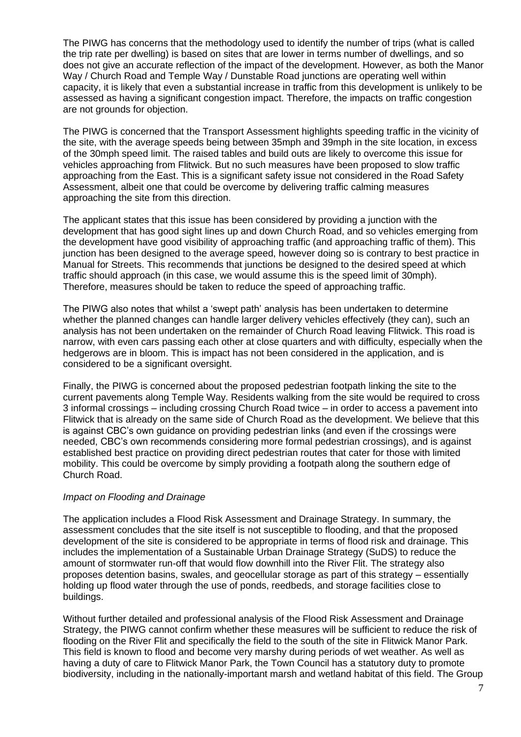The PIWG has concerns that the methodology used to identify the number of trips (what is called the trip rate per dwelling) is based on sites that are lower in terms number of dwellings, and so does not give an accurate reflection of the impact of the development. However, as both the Manor Way / Church Road and Temple Way / Dunstable Road junctions are operating well within capacity, it is likely that even a substantial increase in traffic from this development is unlikely to be assessed as having a significant congestion impact. Therefore, the impacts on traffic congestion are not grounds for objection.

The PIWG is concerned that the Transport Assessment highlights speeding traffic in the vicinity of the site, with the average speeds being between 35mph and 39mph in the site location, in excess of the 30mph speed limit. The raised tables and build outs are likely to overcome this issue for vehicles approaching from Flitwick. But no such measures have been proposed to slow traffic approaching from the East. This is a significant safety issue not considered in the Road Safety Assessment, albeit one that could be overcome by delivering traffic calming measures approaching the site from this direction.

The applicant states that this issue has been considered by providing a junction with the development that has good sight lines up and down Church Road, and so vehicles emerging from the development have good visibility of approaching traffic (and approaching traffic of them). This junction has been designed to the average speed, however doing so is contrary to best practice in Manual for Streets. This recommends that junctions be designed to the desired speed at which traffic should approach (in this case, we would assume this is the speed limit of 30mph). Therefore, measures should be taken to reduce the speed of approaching traffic.

The PIWG also notes that whilst a 'swept path' analysis has been undertaken to determine whether the planned changes can handle larger delivery vehicles effectively (they can), such an analysis has not been undertaken on the remainder of Church Road leaving Flitwick. This road is narrow, with even cars passing each other at close quarters and with difficulty, especially when the hedgerows are in bloom. This is impact has not been considered in the application, and is considered to be a significant oversight.

Finally, the PIWG is concerned about the proposed pedestrian footpath linking the site to the current pavements along Temple Way. Residents walking from the site would be required to cross 3 informal crossings – including crossing Church Road twice – in order to access a pavement into Flitwick that is already on the same side of Church Road as the development. We believe that this is against CBC's own guidance on providing pedestrian links (and even if the crossings were needed, CBC's own recommends considering more formal pedestrian crossings), and is against established best practice on providing direct pedestrian routes that cater for those with limited mobility. This could be overcome by simply providing a footpath along the southern edge of Church Road.

*Impact on Flooding and Drainage*

The application includes a Flood Risk Assessment and Drainage Strategy. In summary, the assessment concludes that the site itself is not susceptible to flooding, and that the proposed development of the site is considered to be appropriate in terms of flood risk and drainage. This includes the implementation of a Sustainable Urban Drainage Strategy (SuDS) to reduce the amount of stormwater run-off that would flow downhill into the River Flit. The strategy also proposes detention basins, swales, and geocellular storage as part of this strategy – essentially holding up flood water through the use of ponds, reedbeds, and storage facilities close to buildings.

Without further detailed and professional analysis of the Flood Risk Assessment and Drainage Strategy, the PIWG cannot confirm whether these measures will be sufficient to reduce the risk of flooding on the River Flit and specifically the field to the south of the site in Flitwick Manor Park. This field is known to flood and become very marshy during periods of wet weather. As well as having a duty of care to Flitwick Manor Park, the Town Council has a statutory duty to promote biodiversity, including in the nationally-important marsh and wetland habitat of this field. The Group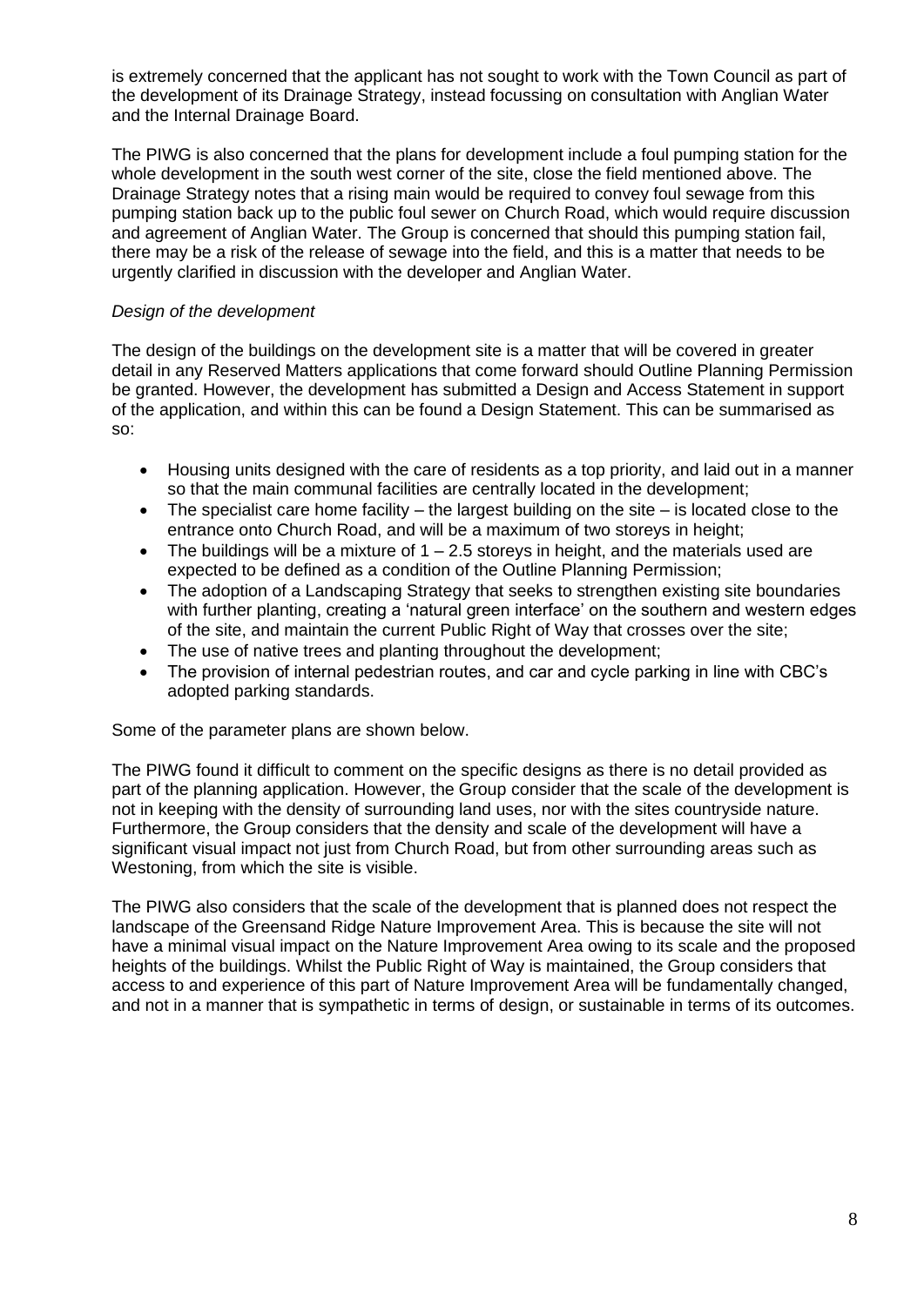is extremely concerned that the applicant has not sought to work with the Town Council as part of the development of its Drainage Strategy, instead focussing on consultation with Anglian Water and the Internal Drainage Board.

The PIWG is also concerned that the plans for development include a foul pumping station for the whole development in the south west corner of the site, close the field mentioned above. The Drainage Strategy notes that a rising main would be required to convey foul sewage from this pumping station back up to the public foul sewer on Church Road, which would require discussion and agreement of Anglian Water. The Group is concerned that should this pumping station fail, there may be a risk of the release of sewage into the field, and this is a matter that needs to be urgently clarified in discussion with the developer and Anglian Water.

*Design of the development*

The design of the buildings on the development site is a matter that will be covered in greater detail in any Reserved Matters applications that come forward should Outline Planning Permission be granted. However, the development has submitted a Design and Access Statement in support of the application, and within this can be found a Design Statement. This can be summarised as so:

- Housing units designed with the care of residents as a top priority, and laid out in a manner so that the main communal facilities are centrally located in the development;
- The specialist care home facility – the largest building on the site – is located close to the entrance onto Church Road, and will be a maximum of two storeys in height;
- The buildings will be a mixture of 1 – 2.5 storeys in height, and the materials used are expected to be defined as a condition of the Outline Planning Permission;
- The adoption of a Landscaping Strategy that seeks to strengthen existing site boundaries with further planting, creating a 'natural green interface' on the southern and western edges of the site, and maintain the current Public Right of Way that crosses over the site;
- The use of native trees and planting throughout the development;
- The provision of internal pedestrian routes, and car and cycle parking in line with CBC's adopted parking standards.

Some of the parameter plans are shown below.

The PIWG found it difficult to comment on the specific designs as there is no detail provided as part of the planning application. However, the Group consider that the scale of the development is not in keeping with the density of surrounding land uses, nor with the sites countryside nature. Furthermore, the Group considers that the density and scale of the development will have a significant visual impact not just from Church Road, but from other surrounding areas such as Westoning, from which the site is visible.

The PIWG also considers that the scale of the development that is planned does not respect the landscape of the Greensand Ridge Nature Improvement Area. This is because the site will not have a minimal visual impact on the Nature Improvement Area owing to its scale and the proposed heights of the buildings. Whilst the Public Right of Way is maintained, the Group considers that access to and experience of this part of Nature Improvement Area will be fundamentally changed, and not in a manner that is sympathetic in terms of design, or sustainable in terms of its outcomes.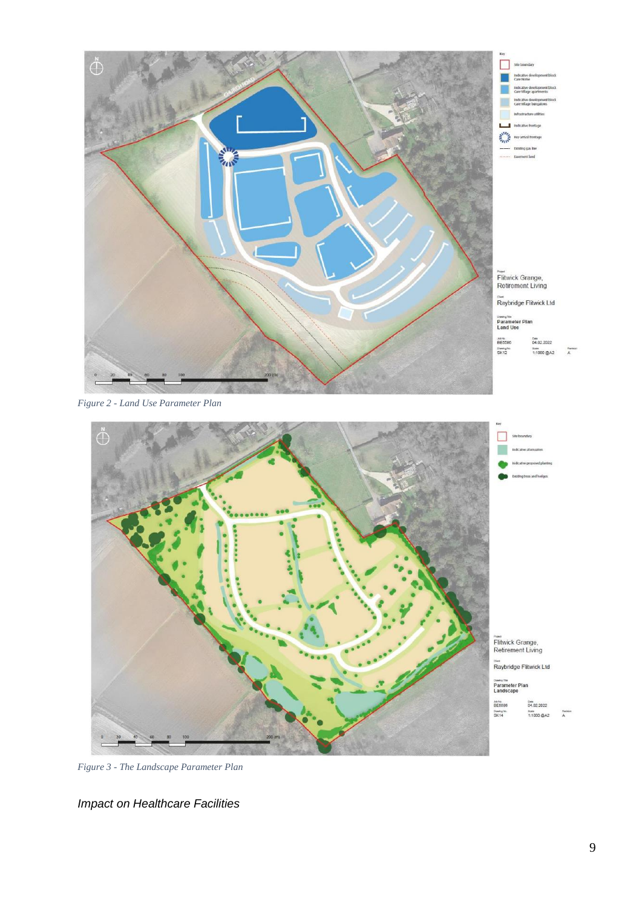*Figure 2 - Land Use Parameter Plan*

*Figure 3 - The Landscape Parameter Plan*

*Impact on Healthcare Facilities*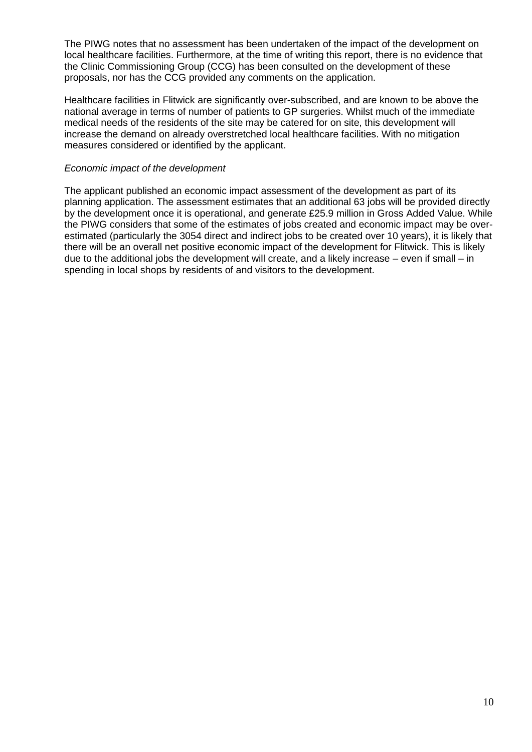The PIWG notes that no assessment has been undertaken of the impact of the development on local healthcare facilities. Furthermore, at the time of writing this report, there is no evidence that the Clinic Commissioning Group (CCG) has been consulted on the development of these proposals, nor has the CCG provided any comments on the application.

Healthcare facilities in Flitwick are significantly over-subscribed, and are known to be above the national average in terms of number of patients to GP surgeries. Whilst much of the immediate medical needs of the residents of the site may be catered for on site, this development will increase the demand on already overstretched local healthcare facilities. With no mitigation measures considered or identified by the applicant.

*Economic impact of the development*

The applicant published an economic impact assessment of the development as part of its planning application. The assessment estimates that an additional 63 jobs will be provided directly by the development once it is operational, and generate £25.9 million in Gross Added Value. While the PIWG considers that some of the estimates of jobs created and economic impact may be over-estimated (particularly the 3054 direct and indirect jobs to be created over 10 years), it is likely that there will be an overall net positive economic impact of the development for Flitwick. This is likely due to the additional jobs the development will create, and a likely increase – even if small – in spending in local shops by residents of and visitors to the development.